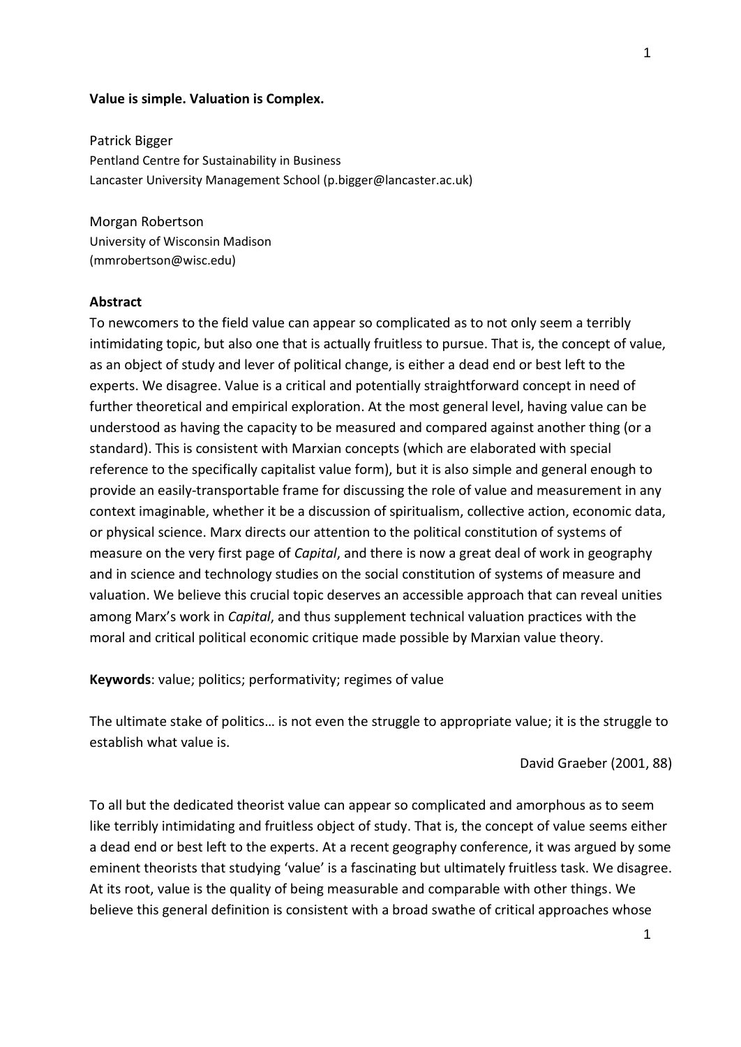**Value is simple. Valuation is Complex.**

Patrick Bigger
Pentland Centre for Sustainability in Business
Lancaster University Management School (p.bigger@lancaster.ac.uk)

Morgan Robertson
University of Wisconsin Madison
(mmrobertson@wisc.edu)

**Abstract**

To newcomers to the field value can appear so complicated as to not only seem a terribly intimidating topic, but also one that is actually fruitless to pursue. That is, the concept of value, as an object of study and lever of political change, is either a dead end or best left to the experts. We disagree. Value is a critical and potentially straightforward concept in need of further theoretical and empirical exploration. At the most general level, having value can be understood as having the capacity to be measured and compared against another thing (or a standard). This is consistent with Marxian concepts (which are elaborated with special reference to the specifically capitalist value form), but it is also simple and general enough to provide an easily-transportable frame for discussing the role of value and measurement in any context imaginable, whether it be a discussion of spiritualism, collective action, economic data, or physical science. Marx directs our attention to the political constitution of systems of measure on the very first page of *Capital*, and there is now a great deal of work in geography and in science and technology studies on the social constitution of systems of measure and valuation. We believe this crucial topic deserves an accessible approach that can reveal unities among Marx's work in *Capital*, and thus supplement technical valuation practices with the moral and critical political economic critique made possible by Marxian value theory.

**Keywords**: value; politics; performativity; regimes of value

The ultimate stake of politics… is not even the struggle to appropriate value; it is the struggle to establish what value is.

David Graeber (2001, 88)

To all but the dedicated theorist value can appear so complicated and amorphous as to seem like terribly intimidating and fruitless object of study. That is, the concept of value seems either a dead end or best left to the experts. At a recent geography conference, it was argued by some eminent theorists that studying 'value' is a fascinating but ultimately fruitless task. We disagree. At its root, value is the quality of being measurable and comparable with other things. We believe this general definition is consistent with a broad swathe of critical approaches whose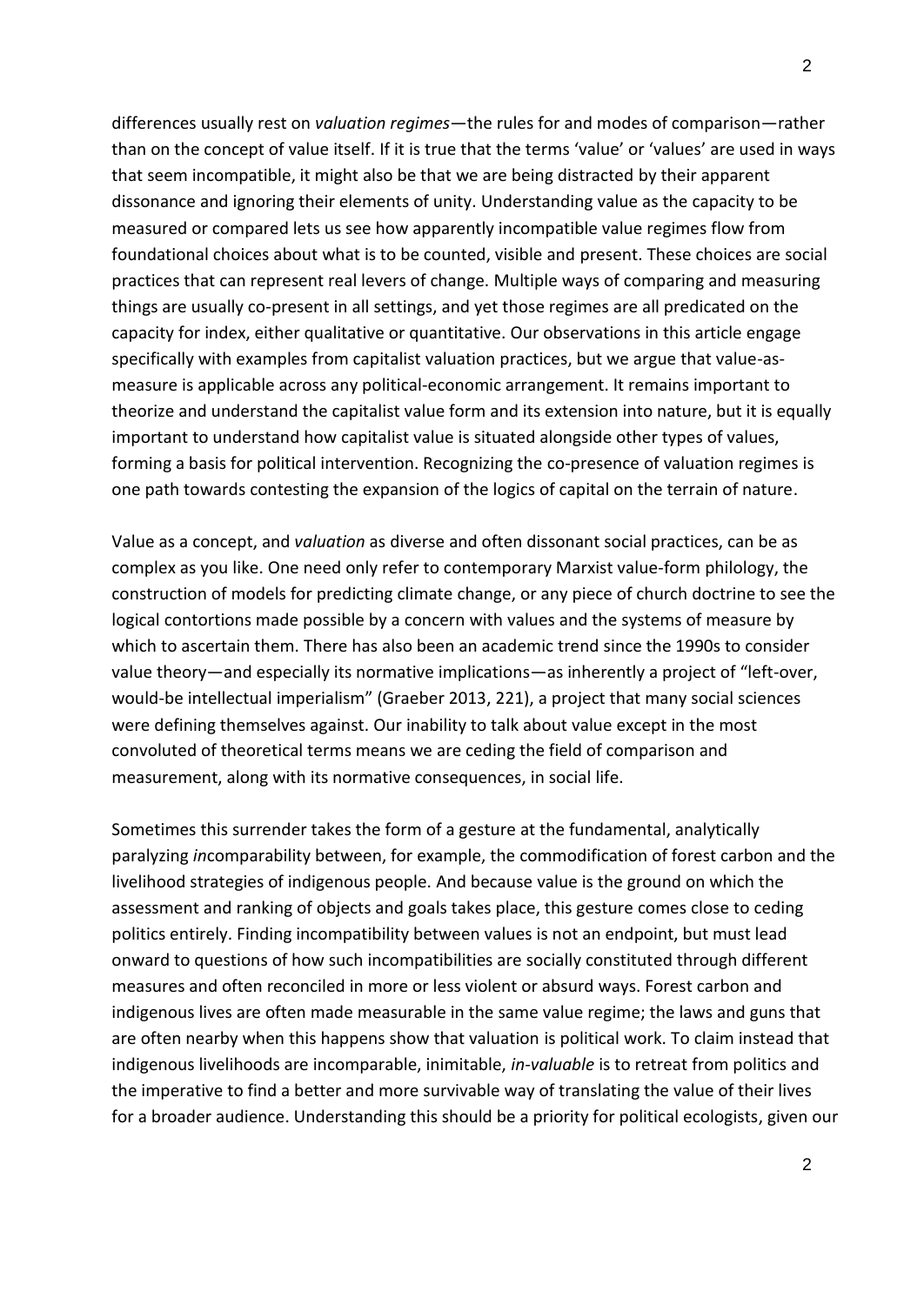differences usually rest on *valuation regimes*—the rules for and modes of comparison—rather than on the concept of value itself. If it is true that the terms 'value' or 'values' are used in ways that seem incompatible, it might also be that we are being distracted by their apparent dissonance and ignoring their elements of unity. Understanding value as the capacity to be measured or compared lets us see how apparently incompatible value regimes flow from foundational choices about what is to be counted, visible and present. These choices are social practices that can represent real levers of change. Multiple ways of comparing and measuring things are usually co-present in all settings, and yet those regimes are all predicated on the capacity for index, either qualitative or quantitative. Our observations in this article engage specifically with examples from capitalist valuation practices, but we argue that value-as-measure is applicable across any political-economic arrangement. It remains important to theorize and understand the capitalist value form and its extension into nature, but it is equally important to understand how capitalist value is situated alongside other types of values, forming a basis for political intervention. Recognizing the co-presence of valuation regimes is one path towards contesting the expansion of the logics of capital on the terrain of nature.

Value as a concept, and *valuation* as diverse and often dissonant social practices, can be as complex as you like. One need only refer to contemporary Marxist value-form philology, the construction of models for predicting climate change, or any piece of church doctrine to see the logical contortions made possible by a concern with values and the systems of measure by which to ascertain them. There has also been an academic trend since the 1990s to consider value theory—and especially its normative implications—as inherently a project of "left-over, would-be intellectual imperialism" (Graeber 2013, 221), a project that many social sciences were defining themselves against. Our inability to talk about value except in the most convoluted of theoretical terms means we are ceding the field of comparison and measurement, along with its normative consequences, in social life.

Sometimes this surrender takes the form of a gesture at the fundamental, analytically paralyzing *in*comparability between, for example, the commodification of forest carbon and the livelihood strategies of indigenous people. And because value is the ground on which the assessment and ranking of objects and goals takes place, this gesture comes close to ceding politics entirely. Finding incompatibility between values is not an endpoint, but must lead onward to questions of how such incompatibilities are socially constituted through different measures and often reconciled in more or less violent or absurd ways. Forest carbon and indigenous lives are often made measurable in the same value regime; the laws and guns that are often nearby when this happens show that valuation is political work. To claim instead that indigenous livelihoods are incomparable, inimitable, *in-valuable* is to retreat from politics and the imperative to find a better and more survivable way of translating the value of their lives for a broader audience. Understanding this should be a priority for political ecologists, given our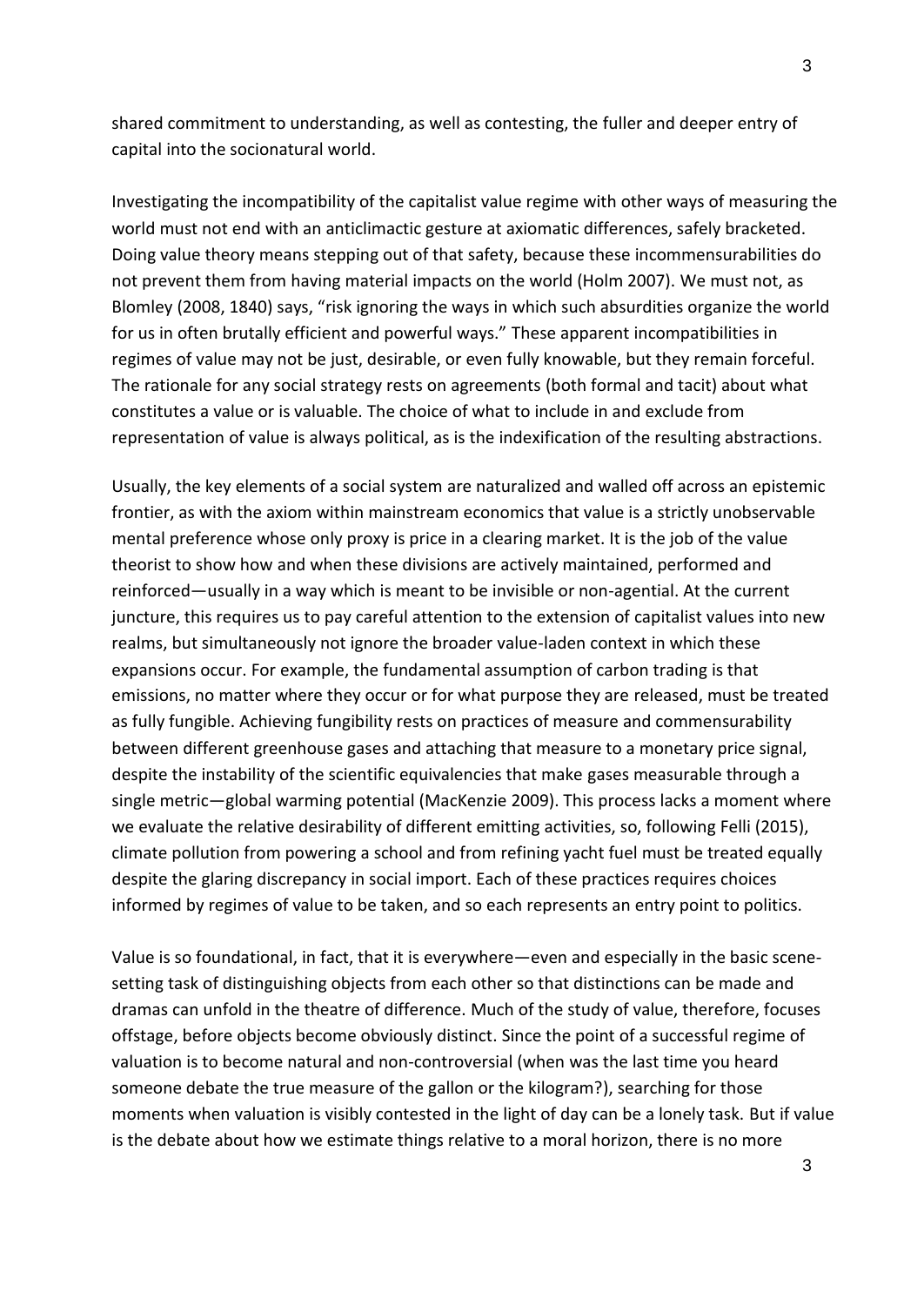shared commitment to understanding, as well as contesting, the fuller and deeper entry of capital into the socionatural world.

Investigating the incompatibility of the capitalist value regime with other ways of measuring the world must not end with an anticlimactic gesture at axiomatic differences, safely bracketed. Doing value theory means stepping out of that safety, because these incommensurabilities do not prevent them from having material impacts on the world (Holm 2007). We must not, as Blomley (2008, 1840) says, "risk ignoring the ways in which such absurdities organize the world for us in often brutally efficient and powerful ways." These apparent incompatibilities in regimes of value may not be just, desirable, or even fully knowable, but they remain forceful. The rationale for any social strategy rests on agreements (both formal and tacit) about what constitutes a value or is valuable. The choice of what to include in and exclude from representation of value is always political, as is the indexification of the resulting abstractions.

Usually, the key elements of a social system are naturalized and walled off across an epistemic frontier, as with the axiom within mainstream economics that value is a strictly unobservable mental preference whose only proxy is price in a clearing market. It is the job of the value theorist to show how and when these divisions are actively maintained, performed and reinforced—usually in a way which is meant to be invisible or non-agential. At the current juncture, this requires us to pay careful attention to the extension of capitalist values into new realms, but simultaneously not ignore the broader value-laden context in which these expansions occur. For example, the fundamental assumption of carbon trading is that emissions, no matter where they occur or for what purpose they are released, must be treated as fully fungible. Achieving fungibility rests on practices of measure and commensurability between different greenhouse gases and attaching that measure to a monetary price signal, despite the instability of the scientific equivalencies that make gases measurable through a single metric—global warming potential (MacKenzie 2009). This process lacks a moment where we evaluate the relative desirability of different emitting activities, so, following Felli (2015), climate pollution from powering a school and from refining yacht fuel must be treated equally despite the glaring discrepancy in social import. Each of these practices requires choices informed by regimes of value to be taken, and so each represents an entry point to politics.

Value is so foundational, in fact, that it is everywhere—even and especially in the basic scene-setting task of distinguishing objects from each other so that distinctions can be made and dramas can unfold in the theatre of difference. Much of the study of value, therefore, focuses offstage, before objects become obviously distinct. Since the point of a successful regime of valuation is to become natural and non-controversial (when was the last time you heard someone debate the true measure of the gallon or the kilogram?), searching for those moments when valuation is visibly contested in the light of day can be a lonely task. But if value is the debate about how we estimate things relative to a moral horizon, there is no more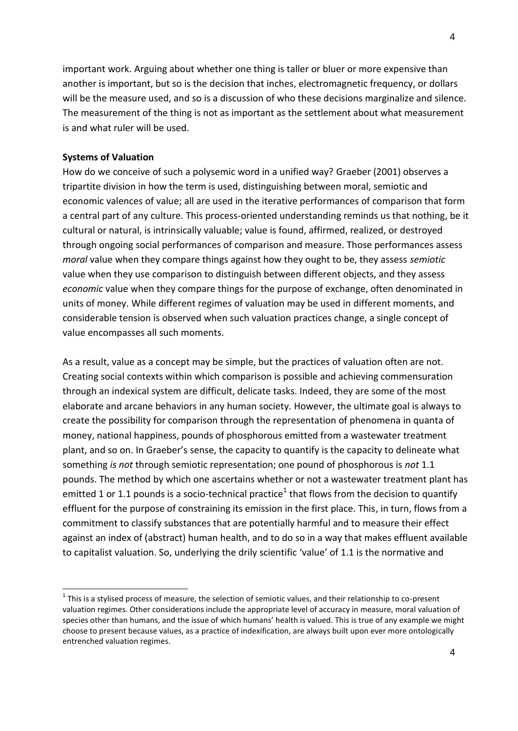important work. Arguing about whether one thing is taller or bluer or more expensive than another is important, but so is the decision that inches, electromagnetic frequency, or dollars will be the measure used, and so is a discussion of who these decisions marginalize and silence. The measurement of the thing is not as important as the settlement about what measurement is and what ruler will be used.

### Systems of Valuation

How do we conceive of such a polysemic word in a unified way? Graeber (2001) observes a tripartite division in how the term is used, distinguishing between moral, semiotic and economic valences of value; all are used in the iterative performances of comparison that form a central part of any culture. This process-oriented understanding reminds us that nothing, be it cultural or natural, is intrinsically valuable; value is found, affirmed, realized, or destroyed through ongoing social performances of comparison and measure. Those performances assess *moral* value when they compare things against how they ought to be, they assess *semiotic* value when they use comparison to distinguish between different objects, and they assess *economic* value when they compare things for the purpose of exchange, often denominated in units of money. While different regimes of valuation may be used in different moments, and considerable tension is observed when such valuation practices change, a single concept of value encompasses all such moments.

As a result, value as a concept may be simple, but the practices of valuation often are not. Creating social contexts within which comparison is possible and achieving commensuration through an indexical system are difficult, delicate tasks. Indeed, they are some of the most elaborate and arcane behaviors in any human society. However, the ultimate goal is always to create the possibility for comparison through the representation of phenomena in quanta of money, national happiness, pounds of phosphorous emitted from a wastewater treatment plant, and so on. In Graeber's sense, the capacity to quantify is the capacity to delineate what something *is not* through semiotic representation; one pound of phosphorous is *not* 1.1 pounds. The method by which one ascertains whether or not a wastewater treatment plant has emitted 1 or 1.1 pounds is a socio-technical practice[1] that flows from the decision to quantify effluent for the purpose of constraining its emission in the first place. This, in turn, flows from a commitment to classify substances that are potentially harmful and to measure their effect against an index of (abstract) human health, and to do so in a way that makes effluent available to capitalist valuation. So, underlying the drily scientific 'value' of 1.1 is the normative and

[1] This is a stylised process of measure, the selection of semiotic values, and their relationship to co-present valuation regimes. Other considerations include the appropriate level of accuracy in measure, moral valuation of species other than humans, and the issue of which humans' health is valued. This is true of any example we might choose to present because values, as a practice of indexification, are always built upon ever more ontologically entrenched valuation regimes.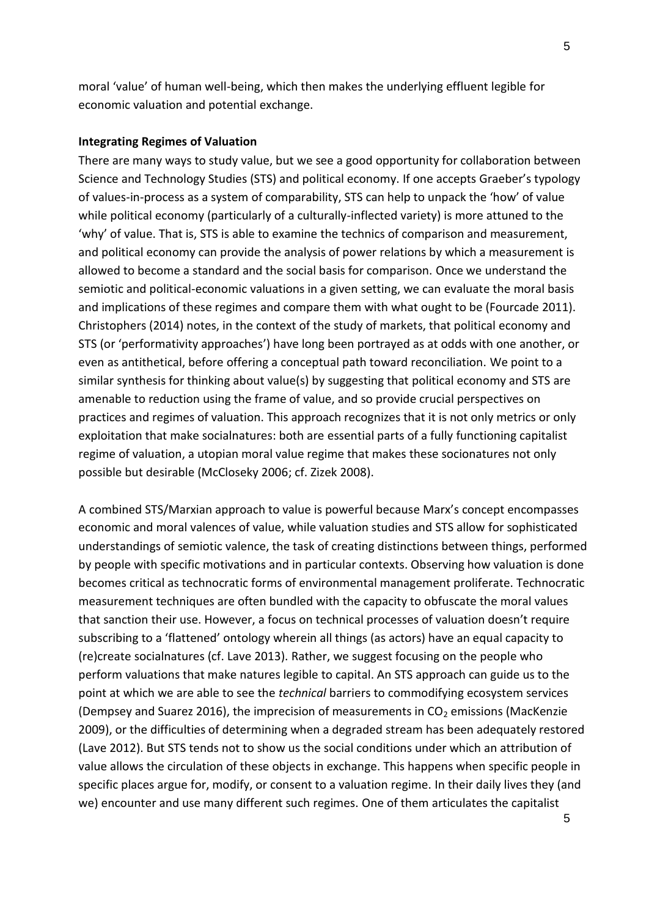moral 'value' of human well-being, which then makes the underlying effluent legible for economic valuation and potential exchange.

**Integrating Regimes of Valuation**

There are many ways to study value, but we see a good opportunity for collaboration between Science and Technology Studies (STS) and political economy. If one accepts Graeber's typology of values-in-process as a system of comparability, STS can help to unpack the 'how' of value while political economy (particularly of a culturally-inflected variety) is more attuned to the 'why' of value. That is, STS is able to examine the technics of comparison and measurement, and political economy can provide the analysis of power relations by which a measurement is allowed to become a standard and the social basis for comparison. Once we understand the semiotic and political-economic valuations in a given setting, we can evaluate the moral basis and implications of these regimes and compare them with what ought to be (Fourcade 2011). Christophers (2014) notes, in the context of the study of markets, that political economy and STS (or 'performativity approaches') have long been portrayed as at odds with one another, or even as antithetical, before offering a conceptual path toward reconciliation. We point to a similar synthesis for thinking about value(s) by suggesting that political economy and STS are amenable to reduction using the frame of value, and so provide crucial perspectives on practices and regimes of valuation. This approach recognizes that it is not only metrics or only exploitation that make socialnatures: both are essential parts of a fully functioning capitalist regime of valuation, a utopian moral value regime that makes these socionatures not only possible but desirable (McCloseky 2006; cf. Zizek 2008).

A combined STS/Marxian approach to value is powerful because Marx's concept encompasses economic and moral valences of value, while valuation studies and STS allow for sophisticated understandings of semiotic valence, the task of creating distinctions between things, performed by people with specific motivations and in particular contexts. Observing how valuation is done becomes critical as technocratic forms of environmental management proliferate. Technocratic measurement techniques are often bundled with the capacity to obfuscate the moral values that sanction their use. However, a focus on technical processes of valuation doesn't require subscribing to a 'flattened' ontology wherein all things (as actors) have an equal capacity to (re)create socialnatures (cf. Lave 2013). Rather, we suggest focusing on the people who perform valuations that make natures legible to capital. An STS approach can guide us to the point at which we are able to see the *technical* barriers to commodifying ecosystem services (Dempsey and Suarez 2016), the imprecision of measurements in $CO_2$ emissions (MacKenzie 2009), or the difficulties of determining when a degraded stream has been adequately restored (Lave 2012). But STS tends not to show us the social conditions under which an attribution of value allows the circulation of these objects in exchange. This happens when specific people in specific places argue for, modify, or consent to a valuation regime. In their daily lives they (and we) encounter and use many different such regimes. One of them articulates the capitalist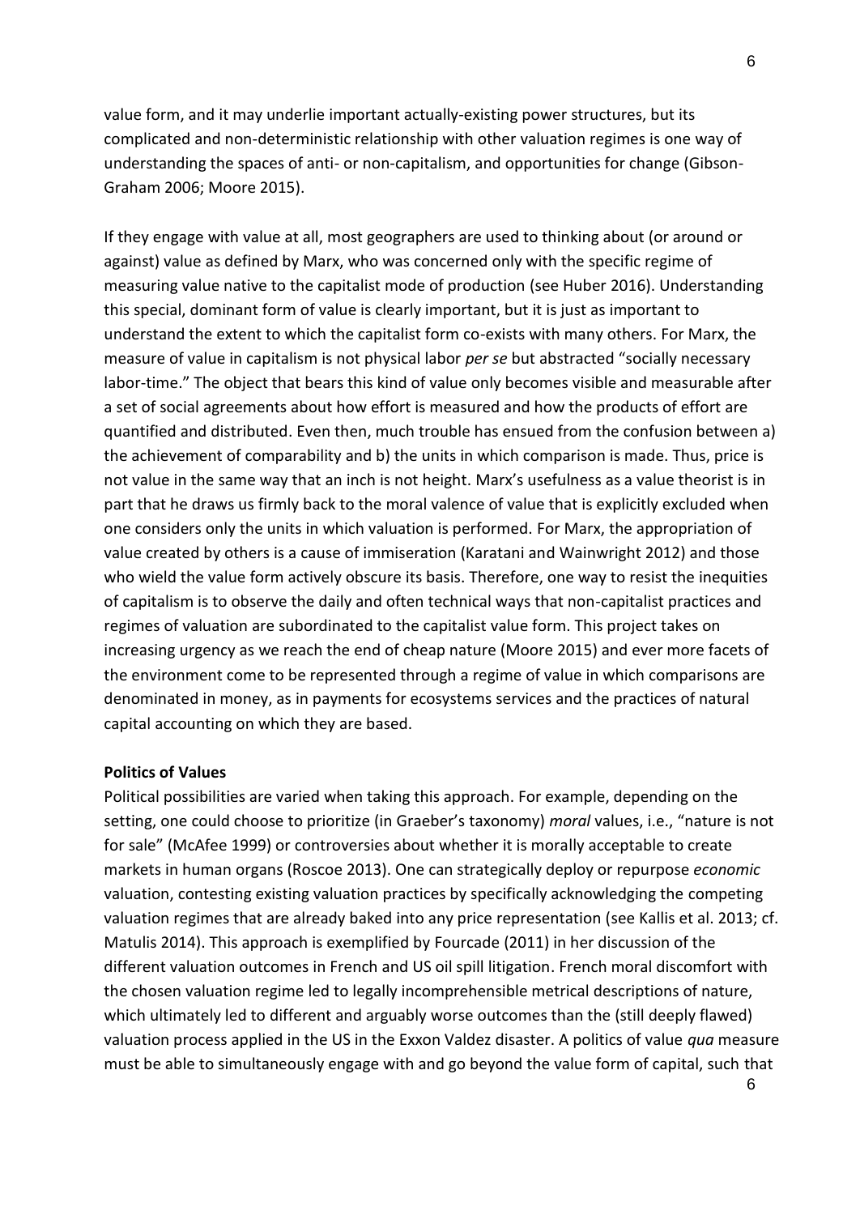value form, and it may underlie important actually-existing power structures, but its complicated and non-deterministic relationship with other valuation regimes is one way of understanding the spaces of anti- or non-capitalism, and opportunities for change (Gibson-Graham 2006; Moore 2015).

If they engage with value at all, most geographers are used to thinking about (or around or against) value as defined by Marx, who was concerned only with the specific regime of measuring value native to the capitalist mode of production (see Huber 2016). Understanding this special, dominant form of value is clearly important, but it is just as important to understand the extent to which the capitalist form co-exists with many others. For Marx, the measure of value in capitalism is not physical labor *per se* but abstracted "socially necessary labor-time." The object that bears this kind of value only becomes visible and measurable after a set of social agreements about how effort is measured and how the products of effort are quantified and distributed. Even then, much trouble has ensued from the confusion between a) the achievement of comparability and b) the units in which comparison is made. Thus, price is not value in the same way that an inch is not height. Marx's usefulness as a value theorist is in part that he draws us firmly back to the moral valence of value that is explicitly excluded when one considers only the units in which valuation is performed. For Marx, the appropriation of value created by others is a cause of immiseration (Karatani and Wainwright 2012) and those who wield the value form actively obscure its basis. Therefore, one way to resist the inequities of capitalism is to observe the daily and often technical ways that non-capitalist practices and regimes of valuation are subordinated to the capitalist value form. This project takes on increasing urgency as we reach the end of cheap nature (Moore 2015) and ever more facets of the environment come to be represented through a regime of value in which comparisons are denominated in money, as in payments for ecosystems services and the practices of natural capital accounting on which they are based.

**Politics of Values**

Political possibilities are varied when taking this approach. For example, depending on the setting, one could choose to prioritize (in Graeber's taxonomy) *moral* values, i.e., "nature is not for sale" (McAfee 1999) or controversies about whether it is morally acceptable to create markets in human organs (Roscoe 2013). One can strategically deploy or repurpose *economic* valuation, contesting existing valuation practices by specifically acknowledging the competing valuation regimes that are already baked into any price representation (see Kallis et al. 2013; cf. Matulis 2014). This approach is exemplified by Fourcade (2011) in her discussion of the different valuation outcomes in French and US oil spill litigation. French moral discomfort with the chosen valuation regime led to legally incomprehensible metrical descriptions of nature, which ultimately led to different and arguably worse outcomes than the (still deeply flawed) valuation process applied in the US in the Exxon Valdez disaster. A politics of value *qua* measure must be able to simultaneously engage with and go beyond the value form of capital, such that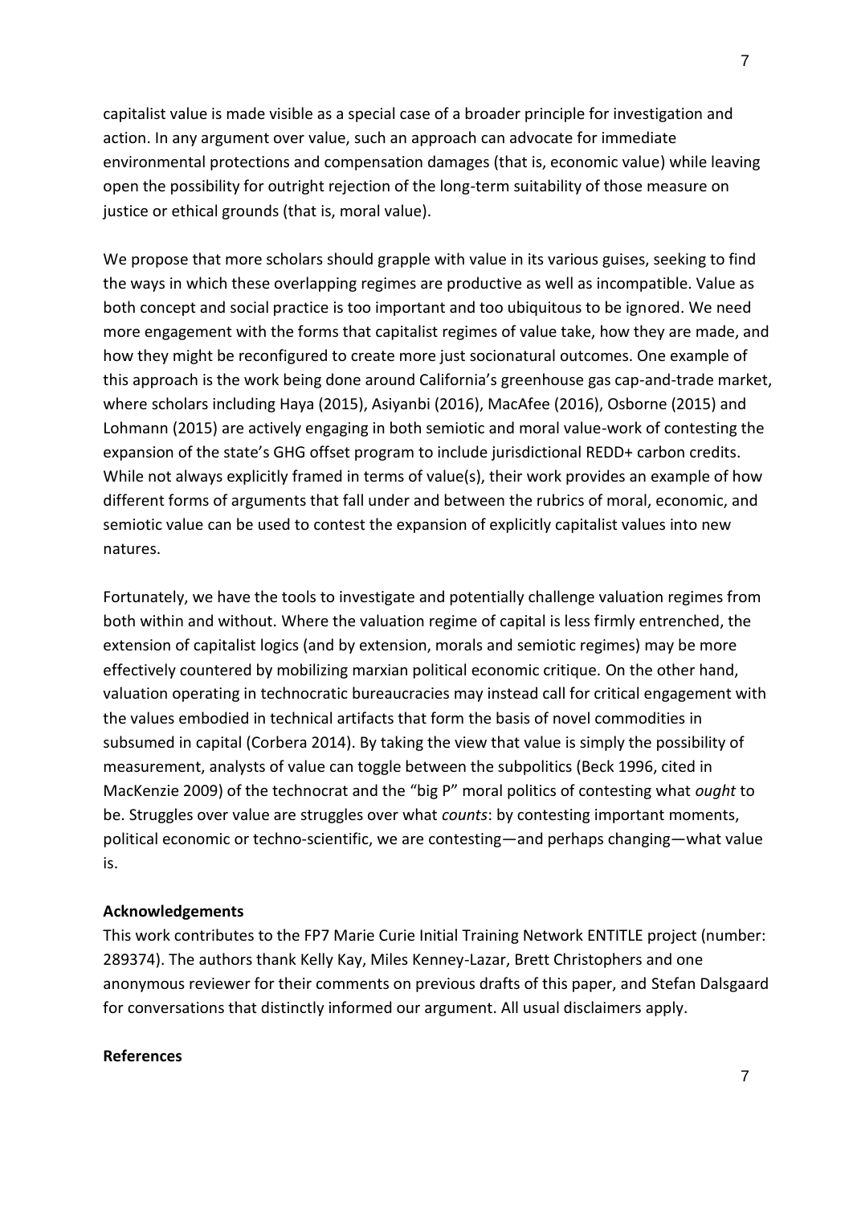capitalist value is made visible as a special case of a broader principle for investigation and action. In any argument over value, such an approach can advocate for immediate environmental protections and compensation damages (that is, economic value) while leaving open the possibility for outright rejection of the long-term suitability of those measure on justice or ethical grounds (that is, moral value).

We propose that more scholars should grapple with value in its various guises, seeking to find the ways in which these overlapping regimes are productive as well as incompatible. Value as both concept and social practice is too important and too ubiquitous to be ignored. We need more engagement with the forms that capitalist regimes of value take, how they are made, and how they might be reconfigured to create more just socionatural outcomes. One example of this approach is the work being done around California's greenhouse gas cap-and-trade market, where scholars including Haya (2015), Asiyanbi (2016), MacAfee (2016), Osborne (2015) and Lohmann (2015) are actively engaging in both semiotic and moral value-work of contesting the expansion of the state's GHG offset program to include jurisdictional REDD+ carbon credits. While not always explicitly framed in terms of value(s), their work provides an example of how different forms of arguments that fall under and between the rubrics of moral, economic, and semiotic value can be used to contest the expansion of explicitly capitalist values into new natures.

Fortunately, we have the tools to investigate and potentially challenge valuation regimes from both within and without. Where the valuation regime of capital is less firmly entrenched, the extension of capitalist logics (and by extension, morals and semiotic regimes) may be more effectively countered by mobilizing marxian political economic critique. On the other hand, valuation operating in technocratic bureaucracies may instead call for critical engagement with the values embodied in technical artifacts that form the basis of novel commodities in subsumed in capital (Corbera 2014). By taking the view that value is simply the possibility of measurement, analysts of value can toggle between the subpolitics (Beck 1996, cited in MacKenzie 2009) of the technocrat and the "big P" moral politics of contesting what *ought* to be. Struggles over value are struggles over what *counts*: by contesting important moments, political economic or techno-scientific, we are contesting—and perhaps changing—what value is.

**Acknowledgements**

This work contributes to the FP7 Marie Curie Initial Training Network ENTITLE project (number: 289374). The authors thank Kelly Kay, Miles Kenney-Lazar, Brett Christophers and one anonymous reviewer for their comments on previous drafts of this paper, and Stefan Dalsgaard for conversations that distinctly informed our argument. All usual disclaimers apply.

**References**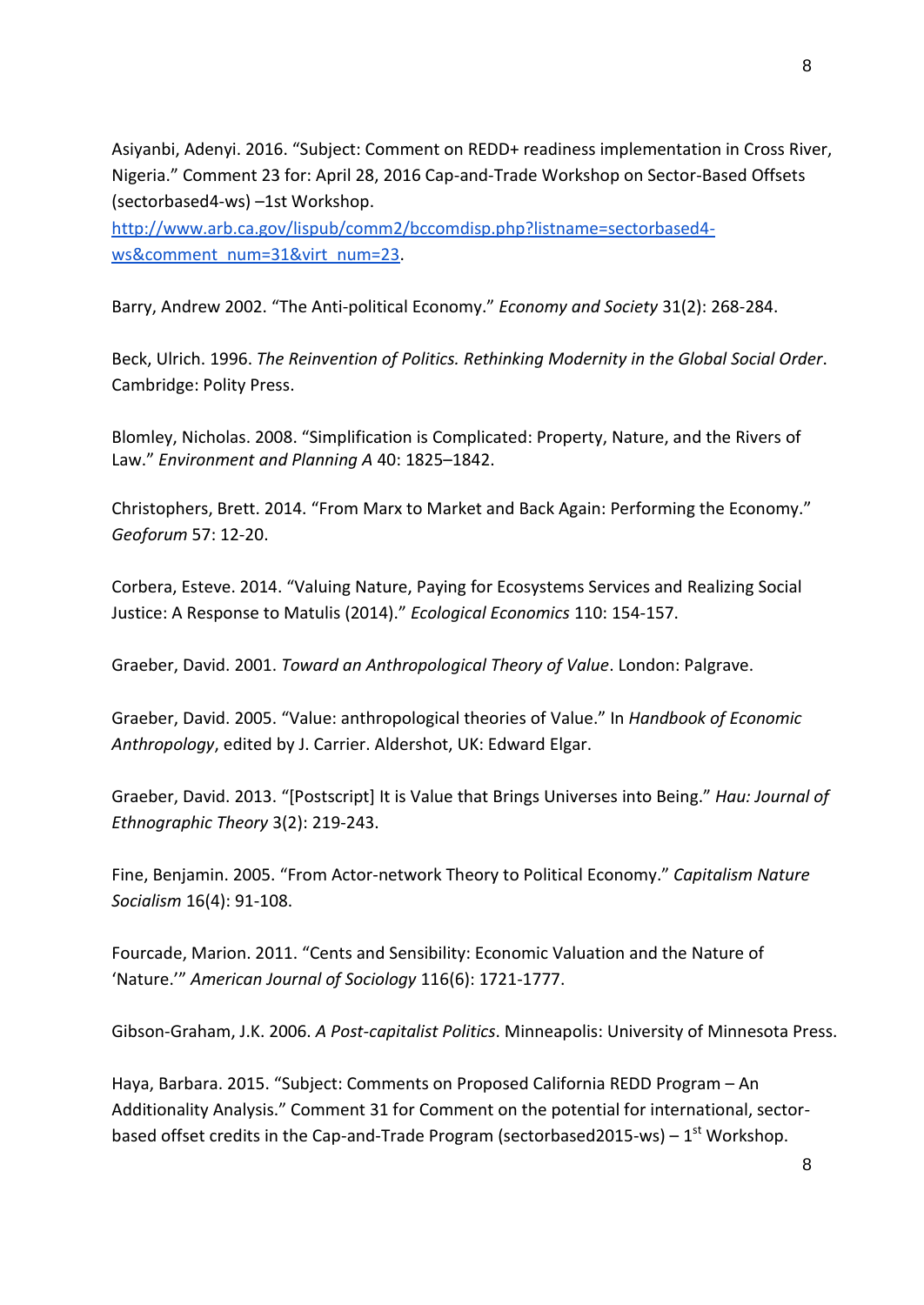Asiyanbi, Adenyi. 2016. "Subject: Comment on REDD+ readiness implementation in Cross River, Nigeria." Comment 23 for: April 28, 2016 Cap-and-Trade Workshop on Sector-Based Offsets (sectorbased4-ws) –1st Workshop. [http://www.arb.ca.gov/lispub/comm2/bccomdisp.php?listname=sectorbased4-ws&comment_num=31&virt_num=23](http://www.arb.ca.gov/lispub/comm2/bccomdisp.php?listname=sectorbased4-ws&comment_num=31&virt_num=23).

Barry, Andrew 2002. "The Anti-political Economy." *Economy and Society* 31(2): 268-284.

Beck, Ulrich. 1996. *The Reinvention of Politics. Rethinking Modernity in the Global Social Order*. Cambridge: Polity Press.

Blomley, Nicholas. 2008. "Simplification is Complicated: Property, Nature, and the Rivers of Law." *Environment and Planning A* 40: 1825–1842.

Christophers, Brett. 2014. "From Marx to Market and Back Again: Performing the Economy." *Geoforum* 57: 12-20.

Corbera, Esteve. 2014. "Valuing Nature, Paying for Ecosystems Services and Realizing Social Justice: A Response to Matulis (2014)." *Ecological Economics* 110: 154-157.

Graeber, David. 2001. *Toward an Anthropological Theory of Value*. London: Palgrave.

Graeber, David. 2005. "Value: anthropological theories of Value." In *Handbook of Economic Anthropology*, edited by J. Carrier. Aldershot, UK: Edward Elgar.

Graeber, David. 2013. "[Postscript] It is Value that Brings Universes into Being." *Hau: Journal of Ethnographic Theory* 3(2): 219-243.

Fine, Benjamin. 2005. "From Actor-network Theory to Political Economy." *Capitalism Nature Socialism* 16(4): 91-108.

Fourcade, Marion. 2011. "Cents and Sensibility: Economic Valuation and the Nature of 'Nature.'" *American Journal of Sociology* 116(6): 1721-1777.

Gibson-Graham, J.K. 2006. *A Post-capitalist Politics*. Minneapolis: University of Minnesota Press.

Haya, Barbara. 2015. "Subject: Comments on Proposed California REDD Program – An Additionality Analysis." Comment 31 for Comment on the potential for international, sector-based offset credits in the Cap-and-Trade Program (sectorbased2015-ws) – 1st Workshop.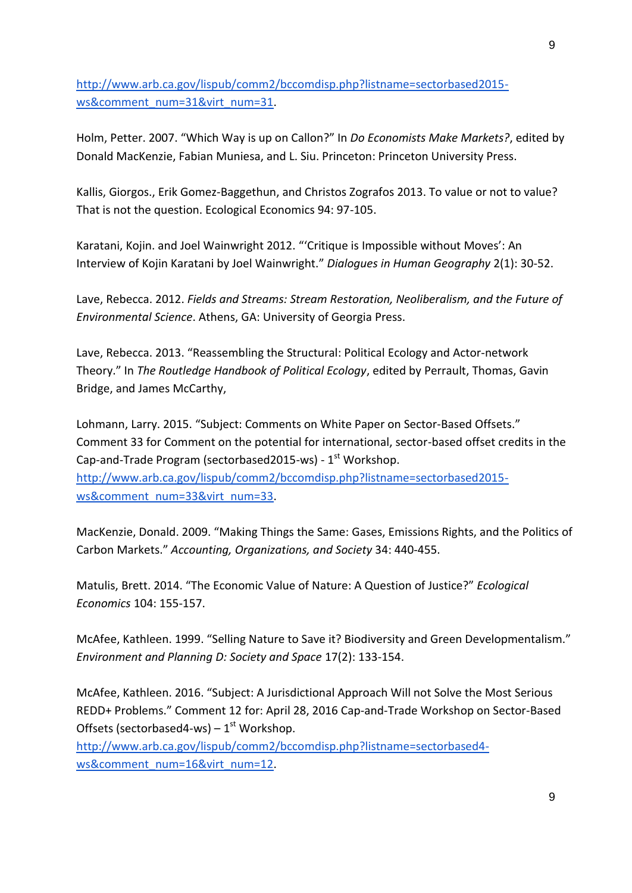http://www.arb.ca.gov/lispub/comm2/bccomdisp.php?listname=sectorbased2015-ws&comment_num=31&virt_num=31.

Holm, Petter. 2007. "Which Way is up on Callon?" In *Do Economists Make Markets?*, edited by Donald MacKenzie, Fabian Muniesa, and L. Siu. Princeton: Princeton University Press.

Kallis, Giorgos., Erik Gomez-Baggethun, and Christos Zografos 2013. To value or not to value? That is not the question. Ecological Economics 94: 97-105.

Karatani, Kojin. and Joel Wainwright 2012. "'Critique is Impossible without Moves': An Interview of Kojin Karatani by Joel Wainwright." *Dialogues in Human Geography* 2(1): 30-52.

Lave, Rebecca. 2012. *Fields and Streams: Stream Restoration, Neoliberalism, and the Future of Environmental Science*. Athens, GA: University of Georgia Press.

Lave, Rebecca. 2013. "Reassembling the Structural: Political Ecology and Actor-network Theory." In *The Routledge Handbook of Political Ecology*, edited by Perrault, Thomas, Gavin Bridge, and James McCarthy,

Lohmann, Larry. 2015. "Subject: Comments on White Paper on Sector-Based Offsets." Comment 33 for Comment on the potential for international, sector-based offset credits in the Cap-and-Trade Program (sectorbased2015-ws) - 1st Workshop. http://www.arb.ca.gov/lispub/comm2/bccomdisp.php?listname=sectorbased2015-ws&comment_num=33&virt_num=33.

MacKenzie, Donald. 2009. "Making Things the Same: Gases, Emissions Rights, and the Politics of Carbon Markets." *Accounting, Organizations, and Society* 34: 440-455.

Matulis, Brett. 2014. "The Economic Value of Nature: A Question of Justice?" *Ecological Economics* 104: 155-157.

McAfee, Kathleen. 1999. "Selling Nature to Save it? Biodiversity and Green Developmentalism." *Environment and Planning D: Society and Space* 17(2): 133-154.

McAfee, Kathleen. 2016. "Subject: A Jurisdictional Approach Will not Solve the Most Serious REDD+ Problems." Comment 12 for: April 28, 2016 Cap-and-Trade Workshop on Sector-Based Offsets (sectorbased4-ws) – 1st Workshop. http://www.arb.ca.gov/lispub/comm2/bccomdisp.php?listname=sectorbased4-ws&comment_num=16&virt_num=12.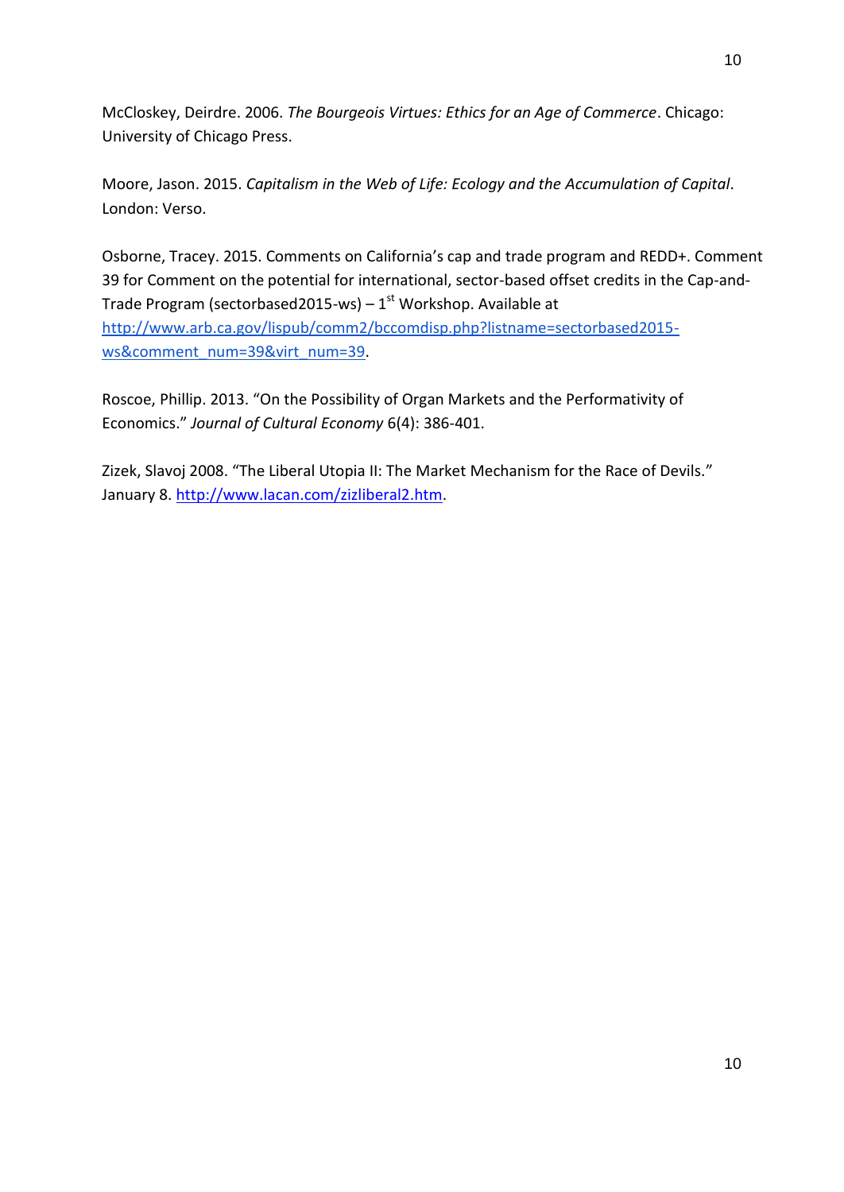McCloskey, Deirdre. 2006. *The Bourgeois Virtues: Ethics for an Age of Commerce*. Chicago: University of Chicago Press.

Moore, Jason. 2015. *Capitalism in the Web of Life: Ecology and the Accumulation of Capital*. London: Verso.

Osborne, Tracey. 2015. Comments on California's cap and trade program and REDD+. Comment 39 for Comment on the potential for international, sector-based offset credits in the Cap-and-Trade Program (sectorbased2015-ws) – 1st Workshop. Available at [http://www.arb.ca.gov/lispub/comm2/bccomdisp.php?listname=sectorbased2015-ws&comment_num=39&virt_num=39](http://www.arb.ca.gov/lispub/comm2/bccomdisp.php?listname=sectorbased2015-ws&comment_num=39&virt_num=39).

Roscoe, Phillip. 2013. "On the Possibility of Organ Markets and the Performativity of Economics." *Journal of Cultural Economy* 6(4): 386-401.

Zizek, Slavoj 2008. "The Liberal Utopia II: The Market Mechanism for the Race of Devils." January 8. [http://www.lacan.com/zizliberal2.htm](http://www.lacan.com/zizliberal2.htm).